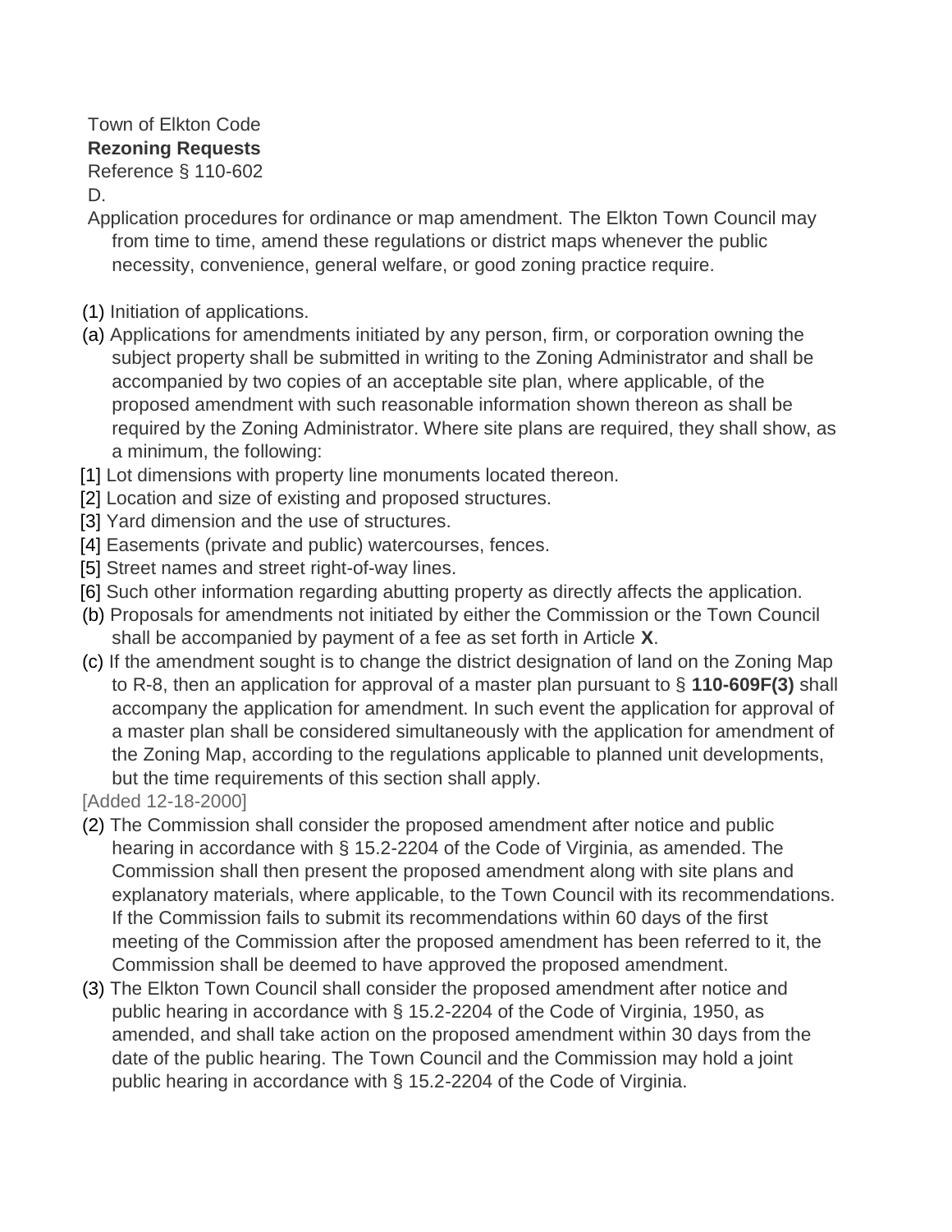Town of Elkton Code

**Rezoning Requests**

Reference § 110-602

D.

Application procedures for ordinance or map amendment. The Elkton Town Council may from time to time, amend these regulations or district maps whenever the public necessity, convenience, general welfare, or good zoning practice require.

(1) Initiation of applications.

(a) Applications for amendments initiated by any person, firm, or corporation owning the subject property shall be submitted in writing to the Zoning Administrator and shall be accompanied by two copies of an acceptable site plan, where applicable, of the proposed amendment with such reasonable information shown thereon as shall be required by the Zoning Administrator. Where site plans are required, they shall show, as a minimum, the following:

[1] Lot dimensions with property line monuments located thereon.

[2] Location and size of existing and proposed structures.

[3] Yard dimension and the use of structures.

[4] Easements (private and public) watercourses, fences.

[5] Street names and street right-of-way lines.

[6] Such other information regarding abutting property as directly affects the application.

(b) Proposals for amendments not initiated by either the Commission or the Town Council shall be accompanied by payment of a fee as set forth in Article **X**.

(c) If the amendment sought is to change the district designation of land on the Zoning Map to R-8, then an application for approval of a master plan pursuant to § **110-609F(3)** shall accompany the application for amendment. In such event the application for approval of a master plan shall be considered simultaneously with the application for amendment of the Zoning Map, according to the regulations applicable to planned unit developments, but the time requirements of this section shall apply.

[Added 12-18-2000]

(2) The Commission shall consider the proposed amendment after notice and public hearing in accordance with § 15.2-2204 of the Code of Virginia, as amended. The Commission shall then present the proposed amendment along with site plans and explanatory materials, where applicable, to the Town Council with its recommendations. If the Commission fails to submit its recommendations within 60 days of the first meeting of the Commission after the proposed amendment has been referred to it, the Commission shall be deemed to have approved the proposed amendment.

(3) The Elkton Town Council shall consider the proposed amendment after notice and public hearing in accordance with § 15.2-2204 of the Code of Virginia, 1950, as amended, and shall take action on the proposed amendment within 30 days from the date of the public hearing. The Town Council and the Commission may hold a joint public hearing in accordance with § 15.2-2204 of the Code of Virginia.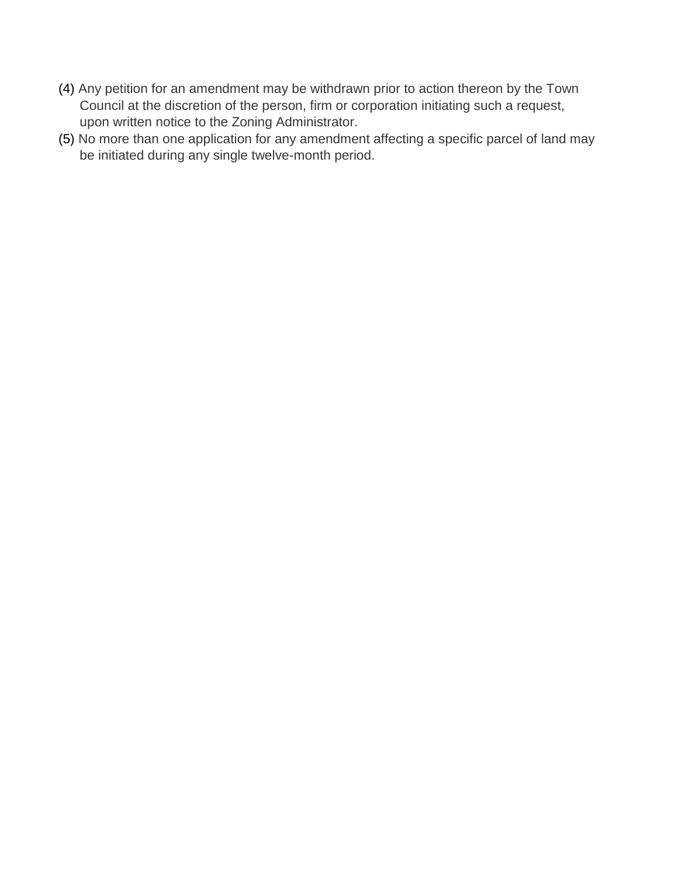(4) Any petition for an amendment may be withdrawn prior to action thereon by the Town Council at the discretion of the person, firm or corporation initiating such a request, upon written notice to the Zoning Administrator.

(5) No more than one application for any amendment affecting a specific parcel of land may be initiated during any single twelve-month period.